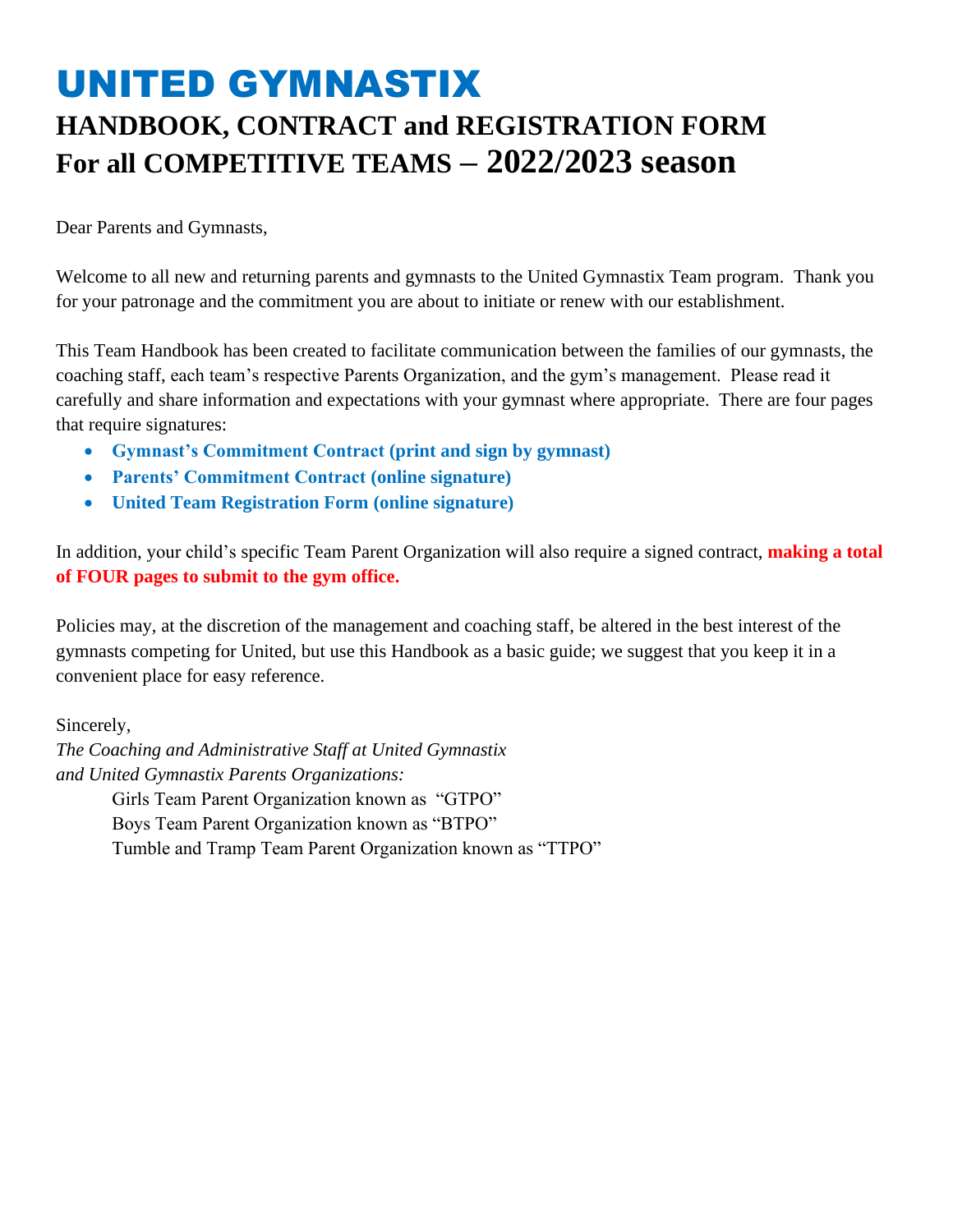# UNITED GYMNASTIX

## HANDBOOK, CONTRACT and REGISTRATION FORM
## For all COMPETITIVE TEAMS – 2022/2023 season

Dear Parents and Gymnasts,

Welcome to all new and returning parents and gymnasts to the United Gymnastix Team program. Thank you for your patronage and the commitment you are about to initiate or renew with our establishment.

This Team Handbook has been created to facilitate communication between the families of our gymnasts, the coaching staff, each team's respective Parents Organization, and the gym's management. Please read it carefully and share information and expectations with your gymnast where appropriate. There are four pages that require signatures:

- **Gymnast's Commitment Contract (print and sign by gymnast)**
- **Parents' Commitment Contract (online signature)**
- **United Team Registration Form (online signature)**

In addition, your child's specific Team Parent Organization will also require a signed contract, **making a total of FOUR pages to submit to the gym office.**

Policies may, at the discretion of the management and coaching staff, be altered in the best interest of the gymnasts competing for United, but use this Handbook as a basic guide; we suggest that you keep it in a convenient place for easy reference.

Sincerely,
*The Coaching and Administrative Staff at United Gymnastix*
*and United Gymnastix Parents Organizations:*

Girls Team Parent Organization known as "GTPO"
Boys Team Parent Organization known as "BTPO"
Tumble and Tramp Team Parent Organization known as "TTPO"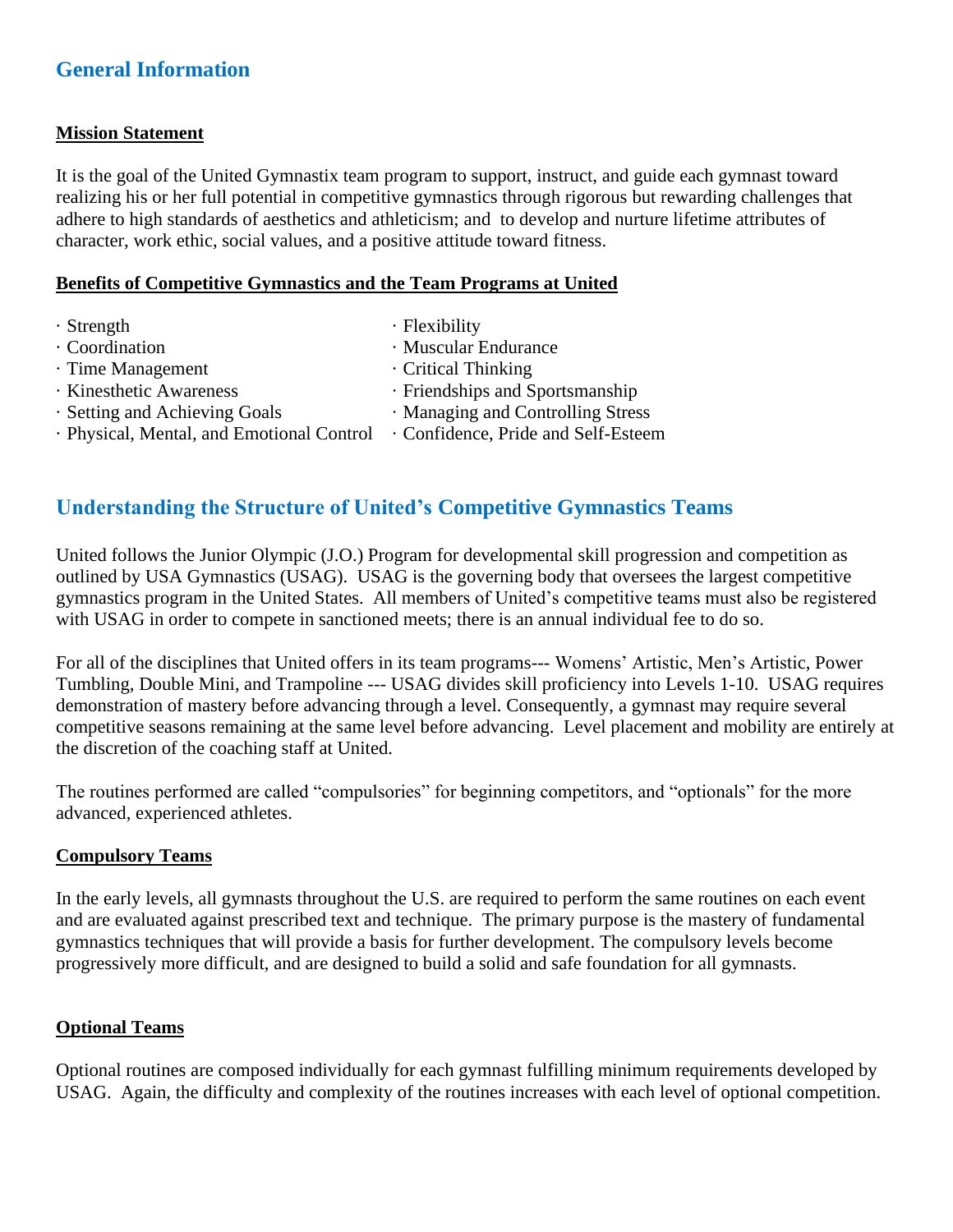## General Information

**Mission Statement**

It is the goal of the United Gymnastix team program to support, instruct, and guide each gymnast toward realizing his or her full potential in competitive gymnastics through rigorous but rewarding challenges that adhere to high standards of aesthetics and athleticism; and to develop and nurture lifetime attributes of character, work ethic, social values, and a positive attitude toward fitness.

**Benefits of Competitive Gymnastics and the Team Programs at United**

- Strength
- Flexibility
- Coordination
- Muscular Endurance
- Time Management
- Critical Thinking
- Kinesthetic Awareness
- Friendships and Sportsmanship
- Setting and Achieving Goals
- Managing and Controlling Stress
- Physical, Mental, and Emotional Control
- Confidence, Pride and Self-Esteem

## Understanding the Structure of United's Competitive Gymnastics Teams

United follows the Junior Olympic (J.O.) Program for developmental skill progression and competition as outlined by USA Gymnastics (USAG). USAG is the governing body that oversees the largest competitive gymnastics program in the United States. All members of United's competitive teams must also be registered with USAG in order to compete in sanctioned meets; there is an annual individual fee to do so.

For all of the disciplines that United offers in its team programs--- Womens' Artistic, Men's Artistic, Power Tumbling, Double Mini, and Trampoline --- USAG divides skill proficiency into Levels 1-10. USAG requires demonstration of mastery before advancing through a level. Consequently, a gymnast may require several competitive seasons remaining at the same level before advancing. Level placement and mobility are entirely at the discretion of the coaching staff at United.

The routines performed are called "compulsories" for beginning competitors, and "optionals" for the more advanced, experienced athletes.

**Compulsory Teams**

In the early levels, all gymnasts throughout the U.S. are required to perform the same routines on each event and are evaluated against prescribed text and technique. The primary purpose is the mastery of fundamental gymnastics techniques that will provide a basis for further development. The compulsory levels become progressively more difficult, and are designed to build a solid and safe foundation for all gymnasts.

**Optional Teams**

Optional routines are composed individually for each gymnast fulfilling minimum requirements developed by USAG. Again, the difficulty and complexity of the routines increases with each level of optional competition.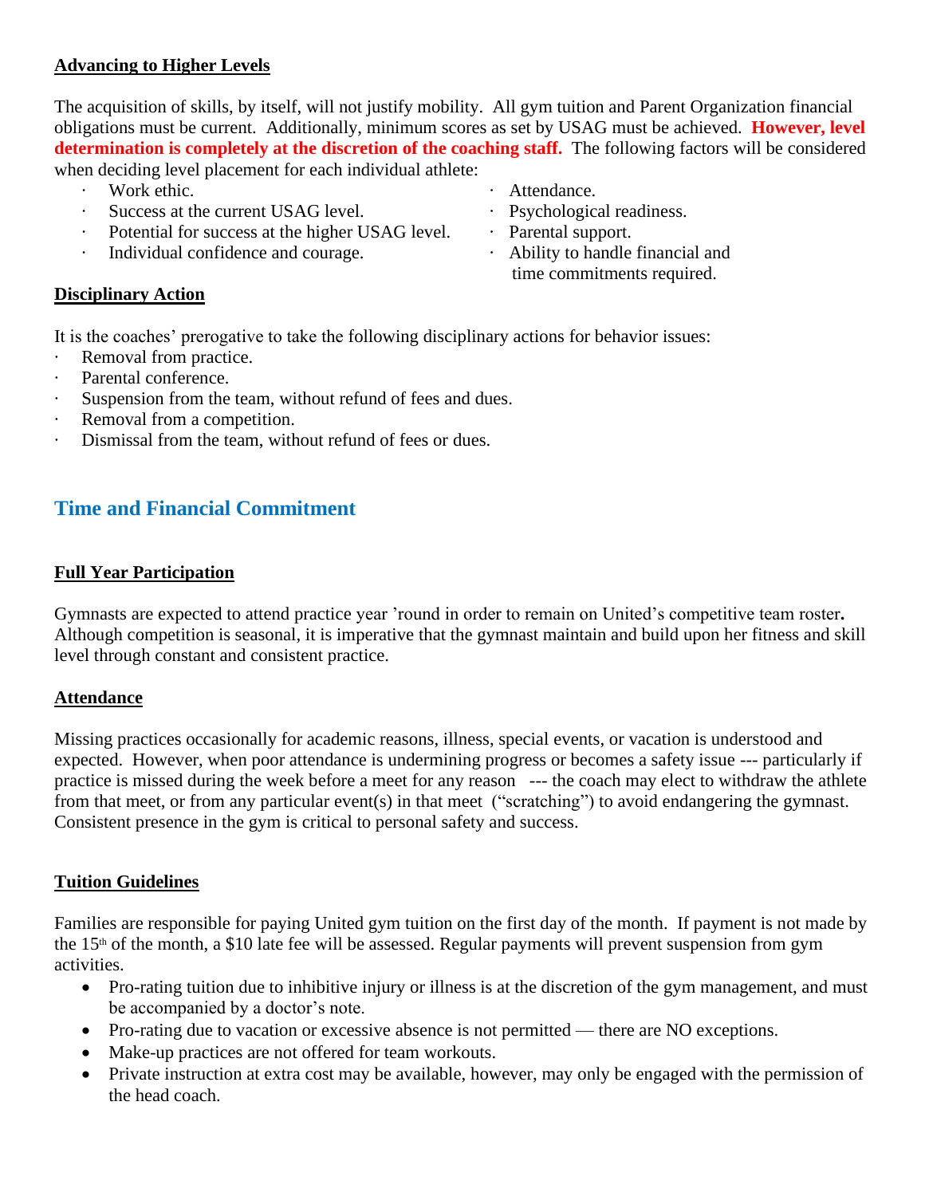**Advancing to Higher Levels**

The acquisition of skills, by itself, will not justify mobility. All gym tuition and Parent Organization financial obligations must be current. Additionally, minimum scores as set by USAG must be achieved. **However, level determination is completely at the discretion of the coaching staff.** The following factors will be considered when deciding level placement for each individual athlete:

- Work ethic.
- Success at the current USAG level.
- Potential for success at the higher USAG level.
- Individual confidence and courage.
- Attendance.
- Psychological readiness.
- Parental support.
- Ability to handle financial and time commitments required.

**Disciplinary Action**

It is the coaches' prerogative to take the following disciplinary actions for behavior issues:

- Removal from practice.
- Parental conference.
- Suspension from the team, without refund of fees and dues.
- Removal from a competition.
- Dismissal from the team, without refund of fees or dues.

## Time and Financial Commitment

**Full Year Participation**

Gymnasts are expected to attend practice year 'round in order to remain on United's competitive team roster**.** Although competition is seasonal, it is imperative that the gymnast maintain and build upon her fitness and skill level through constant and consistent practice.

**Attendance**

Missing practices occasionally for academic reasons, illness, special events, or vacation is understood and expected. However, when poor attendance is undermining progress or becomes a safety issue --- particularly if practice is missed during the week before a meet for any reason --- the coach may elect to withdraw the athlete from that meet, or from any particular event(s) in that meet ("scratching") to avoid endangering the gymnast. Consistent presence in the gym is critical to personal safety and success.

**Tuition Guidelines**

Families are responsible for paying United gym tuition on the first day of the month. If payment is not made by the 15th of the month, a $10 late fee will be assessed. Regular payments will prevent suspension from gym activities.

- Pro-rating tuition due to inhibitive injury or illness is at the discretion of the gym management, and must be accompanied by a doctor's note.
- Pro-rating due to vacation or excessive absence is not permitted — there are NO exceptions.
- Make-up practices are not offered for team workouts.
- Private instruction at extra cost may be available, however, may only be engaged with the permission of the head coach.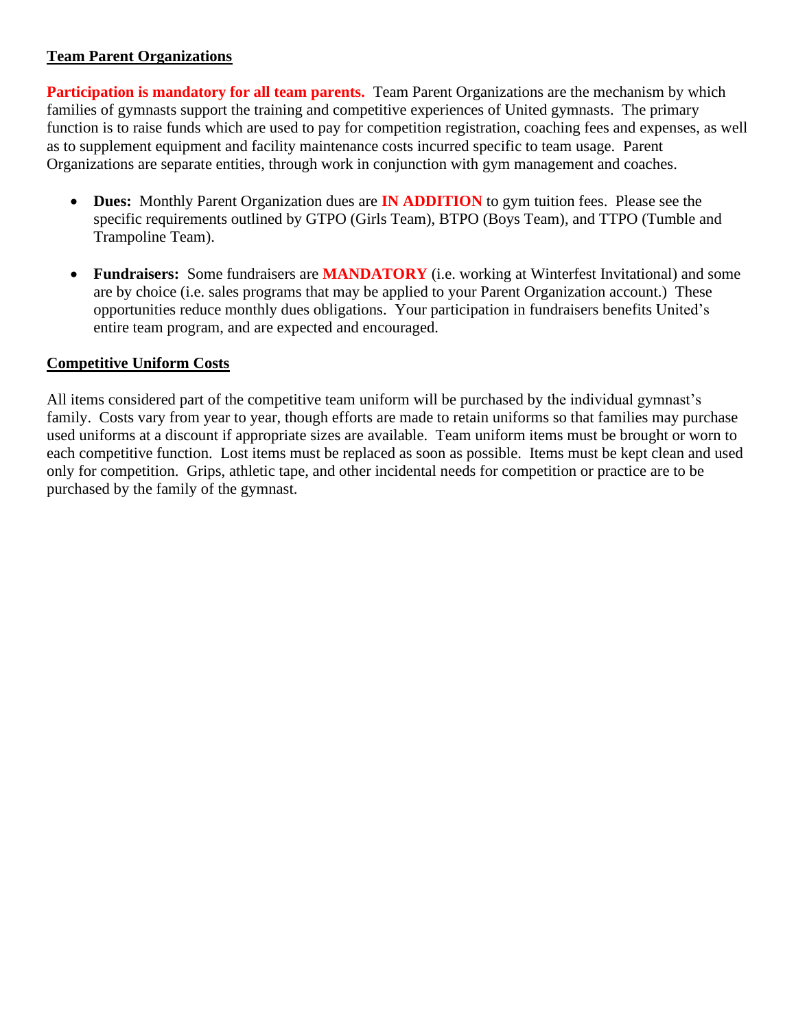## Team Parent Organizations

**Participation is mandatory for all team parents.** Team Parent Organizations are the mechanism by which families of gymnasts support the training and competitive experiences of United gymnasts. The primary function is to raise funds which are used to pay for competition registration, coaching fees and expenses, as well as to supplement equipment and facility maintenance costs incurred specific to team usage. Parent Organizations are separate entities, through work in conjunction with gym management and coaches.

- **Dues:** Monthly Parent Organization dues are **IN ADDITION** to gym tuition fees. Please see the specific requirements outlined by GTPO (Girls Team), BTPO (Boys Team), and TTPO (Tumble and Trampoline Team).

- **Fundraisers:** Some fundraisers are **MANDATORY** (i.e. working at Winterfest Invitational) and some are by choice (i.e. sales programs that may be applied to your Parent Organization account.) These opportunities reduce monthly dues obligations. Your participation in fundraisers benefits United's entire team program, and are expected and encouraged.

## Competitive Uniform Costs

All items considered part of the competitive team uniform will be purchased by the individual gymnast's family. Costs vary from year to year, though efforts are made to retain uniforms so that families may purchase used uniforms at a discount if appropriate sizes are available. Team uniform items must be brought or worn to each competitive function. Lost items must be replaced as soon as possible. Items must be kept clean and used only for competition. Grips, athletic tape, and other incidental needs for competition or practice are to be purchased by the family of the gymnast.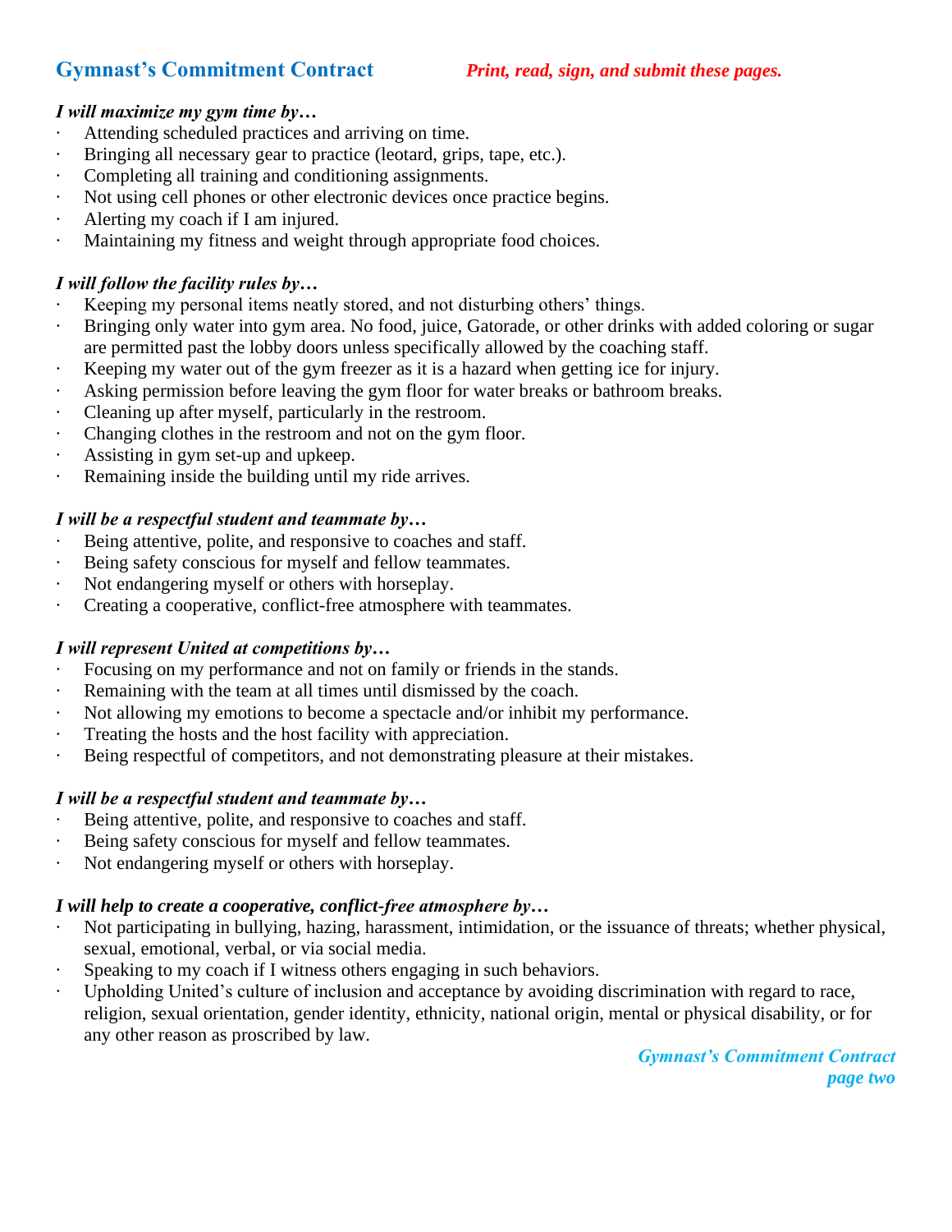## Gymnast's Commitment Contract

***Print, read, sign, and submit these pages.***

***I will maximize my gym time by…***

- Attending scheduled practices and arriving on time.
- Bringing all necessary gear to practice (leotard, grips, tape, etc.).
- Completing all training and conditioning assignments.
- Not using cell phones or other electronic devices once practice begins.
- Alerting my coach if I am injured.
- Maintaining my fitness and weight through appropriate food choices.

***I will follow the facility rules by…***

- Keeping my personal items neatly stored, and not disturbing others' things.
- Bringing only water into gym area. No food, juice, Gatorade, or other drinks with added coloring or sugar are permitted past the lobby doors unless specifically allowed by the coaching staff.
- Keeping my water out of the gym freezer as it is a hazard when getting ice for injury.
- Asking permission before leaving the gym floor for water breaks or bathroom breaks.
- Cleaning up after myself, particularly in the restroom.
- Changing clothes in the restroom and not on the gym floor.
- Assisting in gym set-up and upkeep.
- Remaining inside the building until my ride arrives.

***I will be a respectful student and teammate by…***

- Being attentive, polite, and responsive to coaches and staff.
- Being safety conscious for myself and fellow teammates.
- Not endangering myself or others with horseplay.
- Creating a cooperative, conflict-free atmosphere with teammates.

***I will represent United at competitions by…***

- Focusing on my performance and not on family or friends in the stands.
- Remaining with the team at all times until dismissed by the coach.
- Not allowing my emotions to become a spectacle and/or inhibit my performance.
- Treating the hosts and the host facility with appreciation.
- Being respectful of competitors, and not demonstrating pleasure at their mistakes.

***I will be a respectful student and teammate by…***

- Being attentive, polite, and responsive to coaches and staff.
- Being safety conscious for myself and fellow teammates.
- Not endangering myself or others with horseplay.

***I will help to create a cooperative, conflict-free atmosphere by…***

- Not participating in bullying, hazing, harassment, intimidation, or the issuance of threats; whether physical, sexual, emotional, verbal, or via social media.
- Speaking to my coach if I witness others engaging in such behaviors.
- Upholding United's culture of inclusion and acceptance by avoiding discrimination with regard to race, religion, sexual orientation, gender identity, ethnicity, national origin, mental or physical disability, or for any other reason as proscribed by law.

***Gymnast's Commitment Contract page two***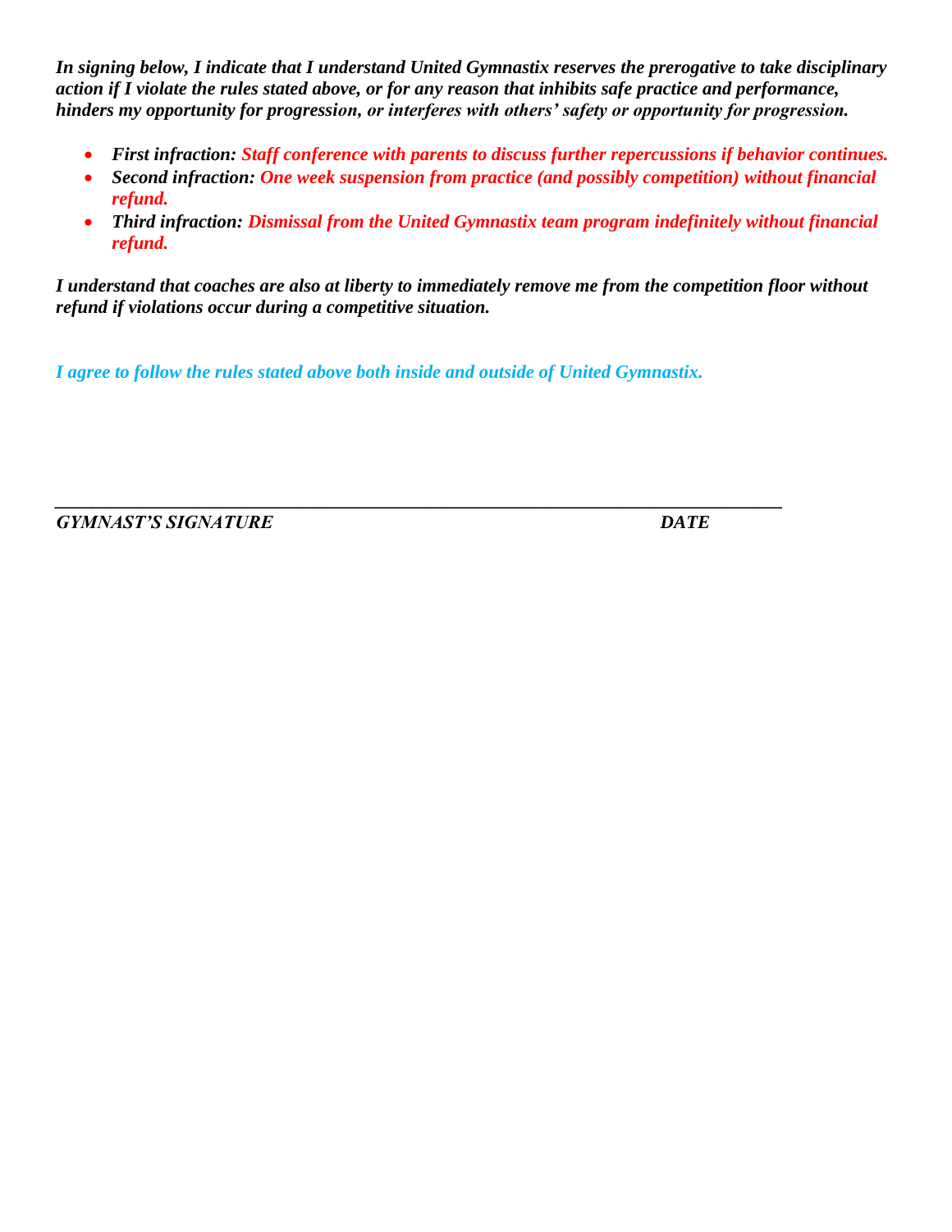***In signing below, I indicate that I understand United Gymnastix reserves the prerogative to take disciplinary action if I violate the rules stated above, or for any reason that inhibits safe practice and performance, hinders my opportunity for progression, or interferes with others' safety or opportunity for progression.***

- ***First infraction:*** ***Staff conference with parents to discuss further repercussions if behavior continues.***
- ***Second infraction:*** ***One week suspension from practice (and possibly competition) without financial refund.***
- ***Third infraction:*** ***Dismissal from the United Gymnastix team program indefinitely without financial refund.***

***I understand that coaches are also at liberty to immediately remove me from the competition floor without refund if violations occur during a competitive situation.***

***I agree to follow the rules stated above both inside and outside of United Gymnastix.***

______________________________________________________________________________

***GYMNAST'S SIGNATURE*** ***DATE***